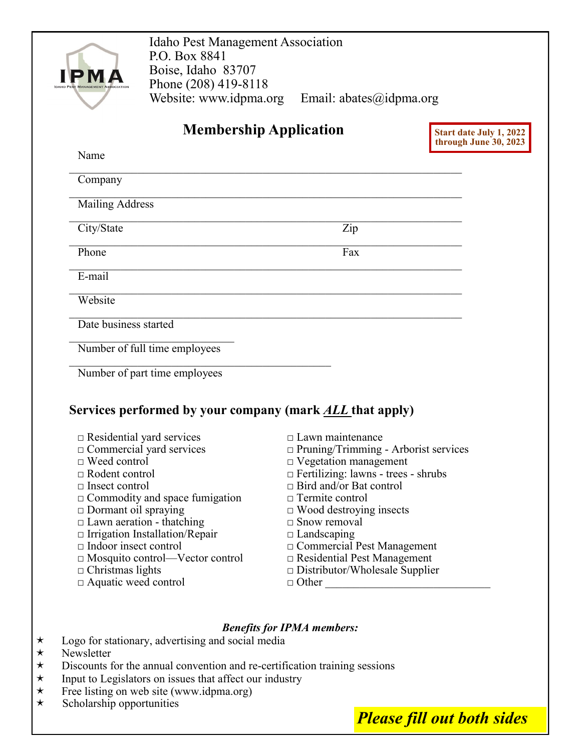Idaho Pest Management Association
P.O. Box 8841
Boise, Idaho 83707
Phone (208) 419-8118
Website: www.idpma.org Email: abates@idpma.org

# Membership Application

**Start date July 1, 2022 through June 30, 2023**

Name ______________________________

Company ______________________________

Mailing Address ______________________________

City/State ______________________________ Zip ______________

Phone ______________________________ Fax ______________

E-mail ______________________________

Website ______________________________

Date business started ______________________________

Number of full time employees ______________________________

Number of part time employees ______________________________

## Services performed by your company (mark ***ALL*** that apply)

- □ Residential yard services
- □ Commercial yard services
- □ Weed control
- □ Rodent control
- □ Insect control
- □ Commodity and space fumigation
- □ Dormant oil spraying
- □ Lawn aeration - thatching
- □ Irrigation Installation/Repair
- □ Indoor insect control
- □ Mosquito control—Vector control
- □ Christmas lights
- □ Aquatic weed control
- □ Lawn maintenance
- □ Pruning/Trimming - Arborist services
- □ Vegetation management
- □ Fertilizing: lawns - trees - shrubs
- □ Bird and/or Bat control
- □ Termite control
- □ Wood destroying insects
- □ Snow removal
- □ Landscaping
- □ Commercial Pest Management
- □ Residential Pest Management
- □ Distributor/Wholesale Supplier
- □ Other ______________________________

***Benefits for IPMA members:***

- ★ Logo for stationary, advertising and social media
- ★ Newsletter
- ★ Discounts for the annual convention and re-certification training sessions
- ★ Input to Legislators on issues that affect our industry
- ★ Free listing on web site (www.idpma.org)
- ★ Scholarship opportunities

***Please fill out both sides***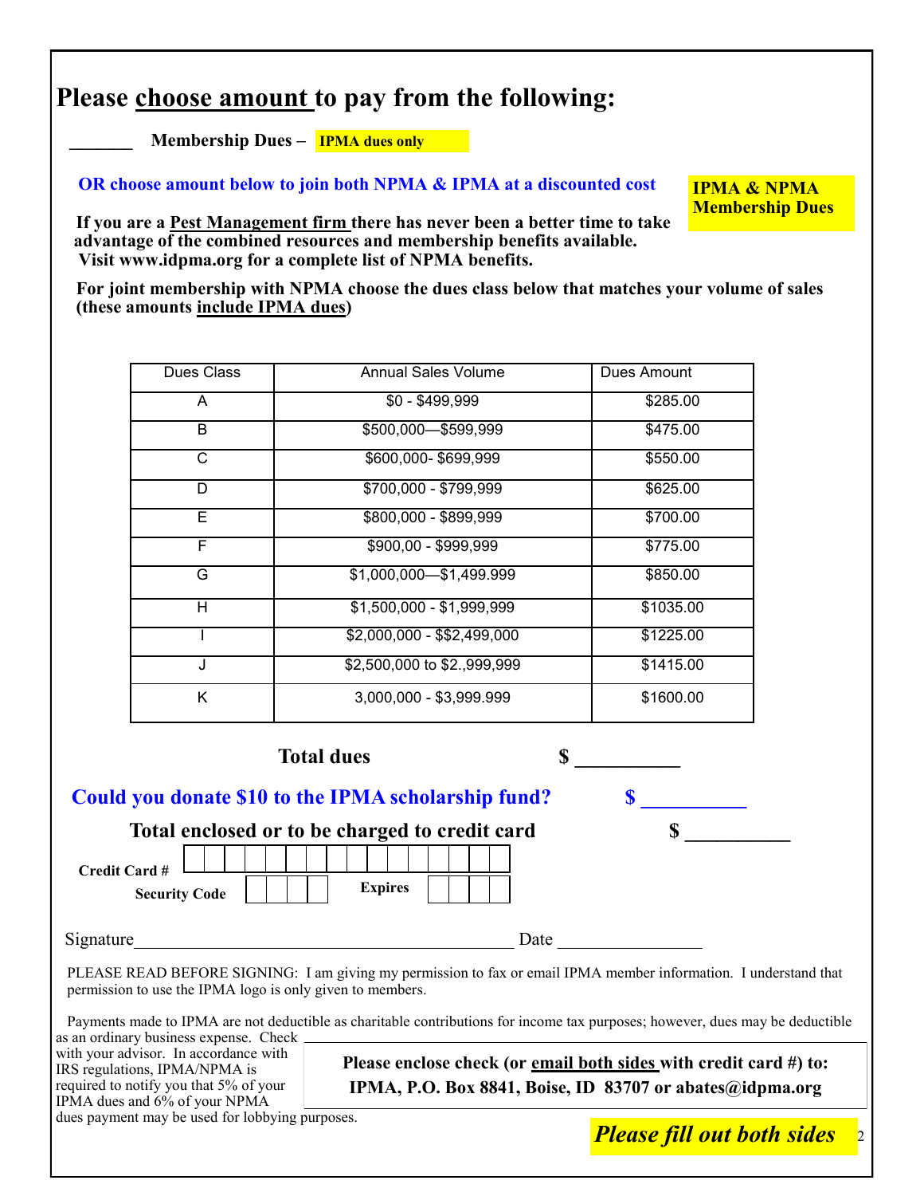# Please choose amount to pay from the following:

_______ **Membership Dues –** **IPMA dues only**

**OR choose amount below to join both NPMA & IPMA at a discounted cost**

**IPMA & NPMA Membership Dues**

**If you are a Pest Management firm there has never been a better time to take advantage of the combined resources and membership benefits available. Visit www.idpma.org for a complete list of NPMA benefits.**

**For joint membership with NPMA choose the dues class below that matches your volume of sales (these amounts include IPMA dues)**

| Dues Class | Annual Sales Volume | Dues Amount |
|---|---|---|
| A | $0 - $499,999 | $285.00 |
| B | $500,000—$599,999 | $475.00 |
| C | $600,000- $699,999 | $550.00 |
| D | $700,000 - $799,999 | $625.00 |
| E | $800,000 - $899,999 | $700.00 |
| F | $900,00 - $999,999 | $775.00 |
| G | $1,000,000—$1,499.999 | $850.00 |
| H | $1,500,000 - $1,999,999 | $1035.00 |
| I | $2,000,000 - $$2,499,000 | $1225.00 |
| J | $2,500,000 to $2.,999,999 | $1415.00 |
| K | 3,000,000 - $3,999.999 | $1600.00 |

**Total dues** $ __________

**Could you donate $10 to the IPMA scholarship fund?** $ __________

**Total enclosed or to be charged to credit card** $ __________

**Credit Card #** 

**Security Code** **Expires** 

Signature_________________________________________ Date _______________

PLEASE READ BEFORE SIGNING: I am giving my permission to fax or email IPMA member information. I understand that permission to use the IPMA logo is only given to members.

Payments made to IPMA are not deductible as charitable contributions for income tax purposes; however, dues may be deductible as an ordinary business expense. Check with your advisor. In accordance with IRS regulations, IPMA/NPMA is required to notify you that 5% of your IPMA dues and 6% of your NPMA dues payment may be used for lobbying purposes.

**Please enclose check (or email both sides with credit card #) to: IPMA, P.O. Box 8841, Boise, ID 83707 or abates@idpma.org**

***Please fill out both sides***